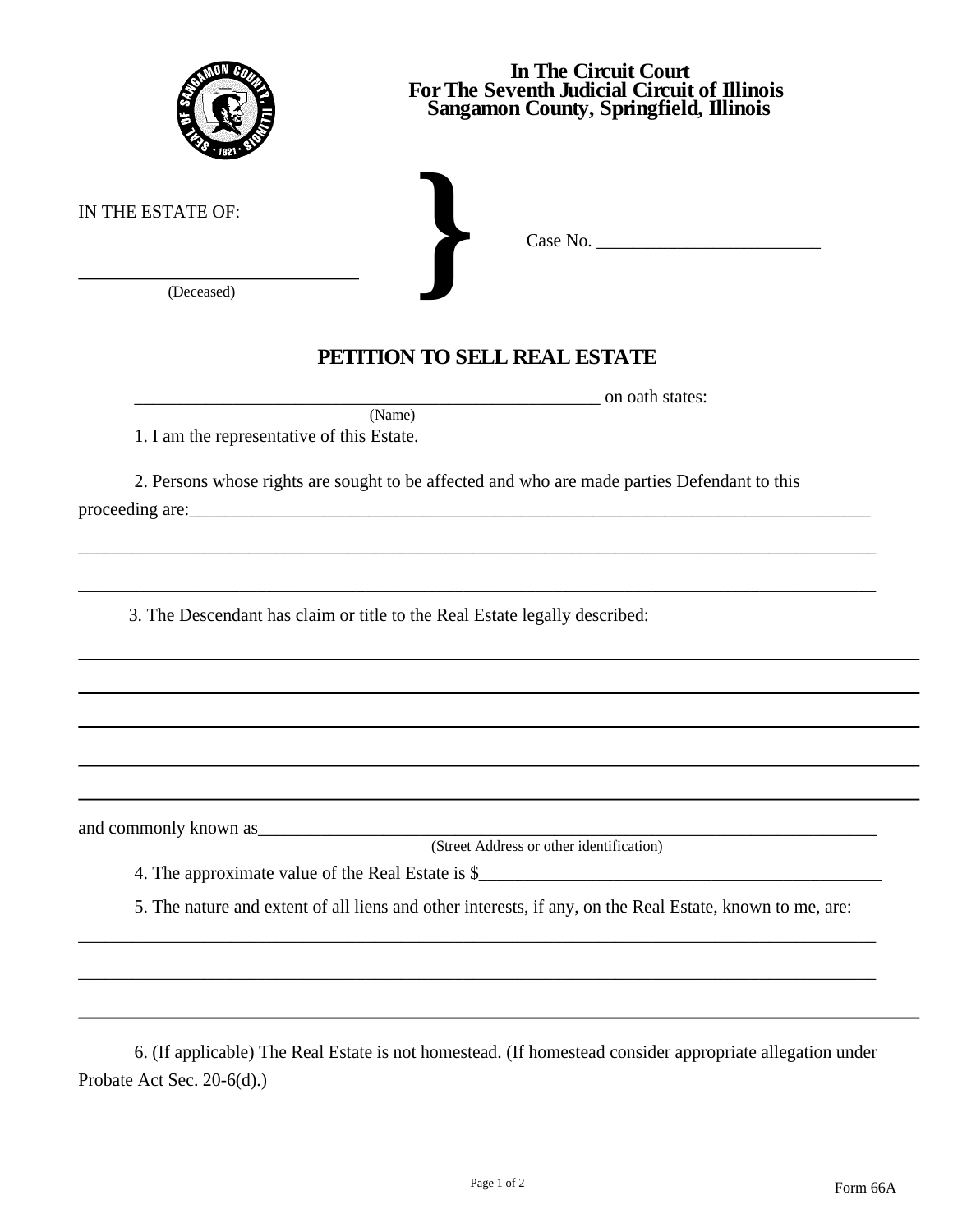**In The Circuit Court**
**For The Seventh Judicial Circuit of Illinois**
**Sangamon County, Springfield, Illinois**

IN THE ESTATE OF:

______________________________
(Deceased)

Case No. ________________________

# PETITION TO SELL REAL ESTATE

______________________________________________________ on oath states:
(Name)

1. I am the representative of this Estate.

2. Persons whose rights are sought to be affected and who are made parties Defendant to this proceeding are:_______________________________________________________________________________

_____________________________________________________________________________________________

_____________________________________________________________________________________________

3. The Descendant has claim or title to the Real Estate legally described:

_____________________________________________________________________________________________

_____________________________________________________________________________________________

_____________________________________________________________________________________________

_____________________________________________________________________________________________

_____________________________________________________________________________________________

and commonly known as_______________________________________________________________________
(Street Address or other identification)

4. The approximate value of the Real Estate is $_____________________________________________

5. The nature and extent of all liens and other interests, if any, on the Real Estate, known to me, are:

_____________________________________________________________________________________________

_____________________________________________________________________________________________

_____________________________________________________________________________________________

6. (If applicable) The Real Estate is not homestead. (If homestead consider appropriate allegation under Probate Act Sec. 20-6(d).)

Form 66A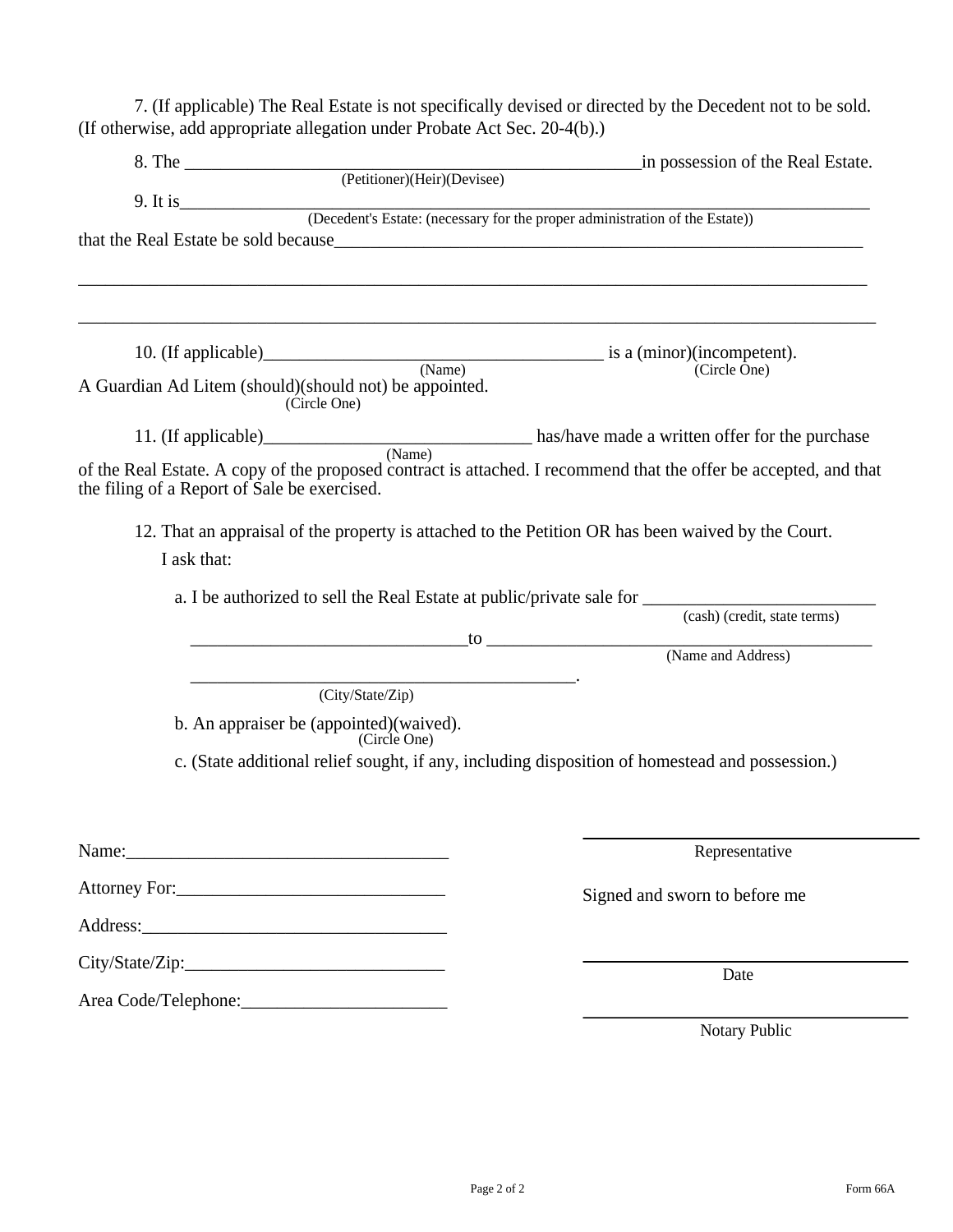7. (If applicable) The Real Estate is not specifically devised or directed by the Decedent not to be sold. (If otherwise, add appropriate allegation under Probate Act Sec. 20-4(b).)

8. The ___________________________________________________in possession of the Real Estate.
(Petitioner)(Heir)(Devisee)

9. It is_____________________________________________________________________________
(Decedent's Estate: (necessary for the proper administration of the Estate))

that the Real Estate be sold because_________________________________________________________

_______________________________________________________________________________________

_______________________________________________________________________________________

10. (If applicable)_____________________________________ is a (minor)(incompetent).
(Name) (Circle One)

A Guardian Ad Litem (should)(should not) be appointed.
(Circle One)

11. (If applicable)_____________________________ has/have made a written offer for the purchase
(Name)

of the Real Estate. A copy of the proposed contract is attached. I recommend that the offer be accepted, and that the filing of a Report of Sale be exercised.

12. That an appraisal of the property is attached to the Petition OR has been waived by the Court.

I ask that:

a. I be authorized to sell the Real Estate at public/private sale for _________________________
(cash) (credit, state terms)

______________________________to ___________________________________________
(Name and Address)

___________________________________________.
(City/State/Zip)

b. An appraiser be (appointed)(waived).
(Circle One)

c. (State additional relief sought, if any, including disposition of homestead and possession.)

Name:___________________________________

Attorney For:______________________________

Address:_________________________________

City/State/Zip:_____________________________

Area Code/Telephone:_______________________

_______________________________________
Representative

Signed and sworn to before me

_______________________________________
Date

_______________________________________
Notary Public

Form 66A